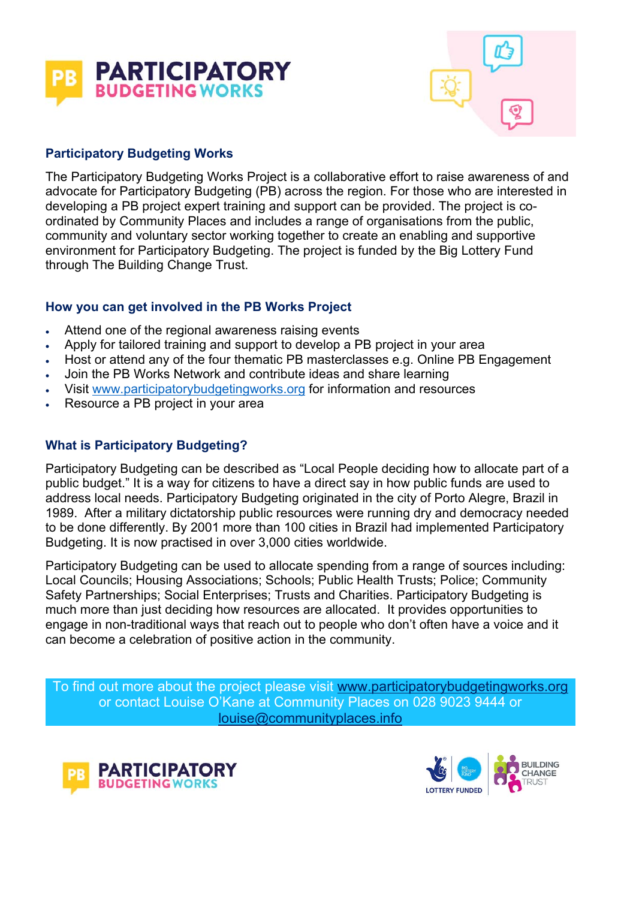# PARTICIPATORY BUDGETING WORKS

## Participatory Budgeting Works

The Participatory Budgeting Works Project is a collaborative effort to raise awareness of and advocate for Participatory Budgeting (PB) across the region. For those who are interested in developing a PB project expert training and support can be provided. The project is co-ordinated by Community Places and includes a range of organisations from the public, community and voluntary sector working together to create an enabling and supportive environment for Participatory Budgeting. The project is funded by the Big Lottery Fund through The Building Change Trust.

## How you can get involved in the PB Works Project

- Attend one of the regional awareness raising events
- Apply for tailored training and support to develop a PB project in your area
- Host or attend any of the four thematic PB masterclasses e.g. Online PB Engagement
- Join the PB Works Network and contribute ideas and share learning
- Visit www.participatorybudgetingworks.org for information and resources
- Resource a PB project in your area

## What is Participatory Budgeting?

Participatory Budgeting can be described as "Local People deciding how to allocate part of a public budget." It is a way for citizens to have a direct say in how public funds are used to address local needs. Participatory Budgeting originated in the city of Porto Alegre, Brazil in 1989. After a military dictatorship public resources were running dry and democracy needed to be done differently. By 2001 more than 100 cities in Brazil had implemented Participatory Budgeting. It is now practised in over 3,000 cities worldwide.

Participatory Budgeting can be used to allocate spending from a range of sources including: Local Councils; Housing Associations; Schools; Public Health Trusts; Police; Community Safety Partnerships; Social Enterprises; Trusts and Charities. Participatory Budgeting is much more than just deciding how resources are allocated. It provides opportunities to engage in non-traditional ways that reach out to people who don't often have a voice and it can become a celebration of positive action in the community.

To find out more about the project please visit www.participatorybudgetingworks.org or contact Louise O'Kane at Community Places on 028 9023 9444 or louise@communityplaces.info

PARTICIPATORY BUDGETING WORKS

LOTTERY FUNDED

BUILDING CHANGE TRUST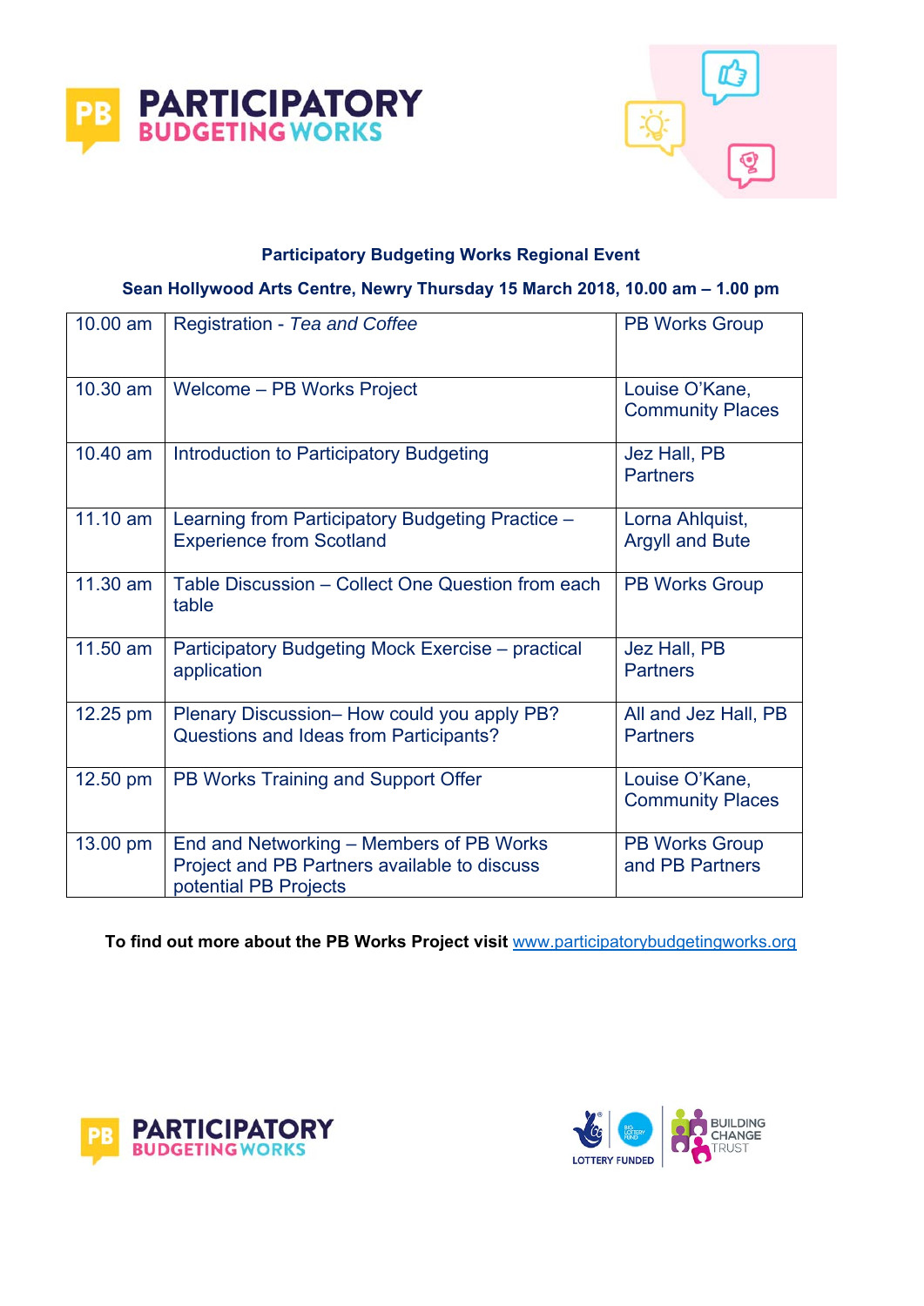**Participatory Budgeting Works Regional Event**

**Sean Hollywood Arts Centre, Newry Thursday 15 March 2018, 10.00 am – 1.00 pm**

| | | |
|---|---|---|
| 10.00 am | Registration - *Tea and Coffee* | PB Works Group |
| 10.30 am | Welcome – PB Works Project | Louise O'Kane, Community Places |
| 10.40 am | Introduction to Participatory Budgeting | Jez Hall, PB Partners |
| 11.10 am | Learning from Participatory Budgeting Practice – Experience from Scotland | Lorna Ahlquist, Argyll and Bute |
| 11.30 am | Table Discussion – Collect One Question from each table | PB Works Group |
| 11.50 am | Participatory Budgeting Mock Exercise – practical application | Jez Hall, PB Partners |
| 12.25 pm | Plenary Discussion– How could you apply PB? Questions and Ideas from Participants? | All and Jez Hall, PB Partners |
| 12.50 pm | PB Works Training and Support Offer | Louise O'Kane, Community Places |
| 13.00 pm | End and Networking – Members of PB Works Project and PB Partners available to discuss potential PB Projects | PB Works Group and PB Partners |

**To find out more about the PB Works Project visit** www.participatorybudgetingworks.org